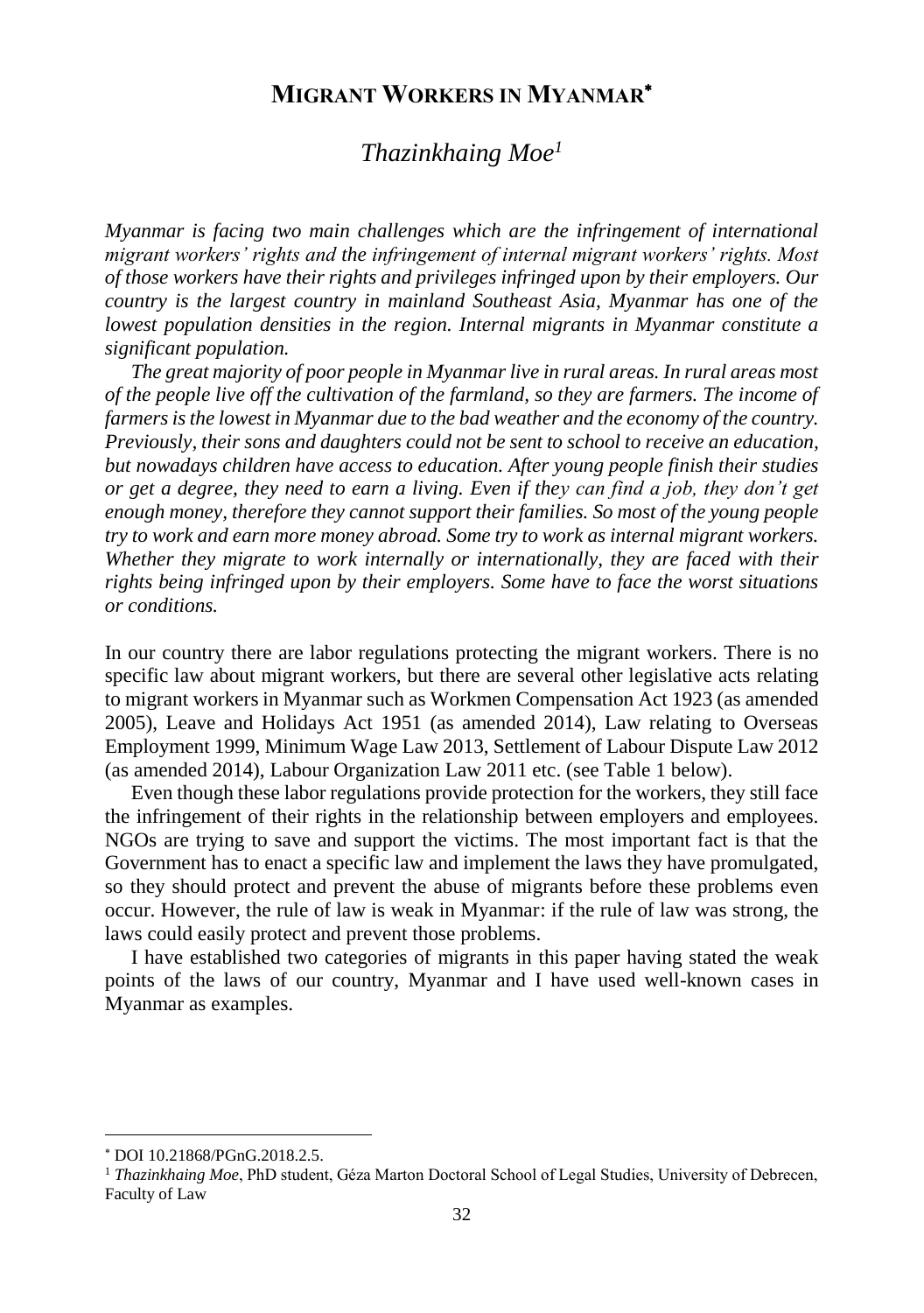# MIGRANT WORKERS IN MYANMAR*

## *Thazinkhaing Moe*[1]

*Myanmar is facing two main challenges which are the infringement of international migrant workers' rights and the infringement of internal migrant workers' rights. Most of those workers have their rights and privileges infringed upon by their employers. Our country is the largest country in mainland Southeast Asia, Myanmar has one of the lowest population densities in the region. Internal migrants in Myanmar constitute a significant population.*

*The great majority of poor people in Myanmar live in rural areas. In rural areas most of the people live off the cultivation of the farmland, so they are farmers. The income of farmers is the lowest in Myanmar due to the bad weather and the economy of the country. Previously, their sons and daughters could not be sent to school to receive an education, but nowadays children have access to education. After young people finish their studies or get a degree, they need to earn a living. Even if they can find a job, they don't get enough money, therefore they cannot support their families. So most of the young people try to work and earn more money abroad. Some try to work as internal migrant workers. Whether they migrate to work internally or internationally, they are faced with their rights being infringed upon by their employers. Some have to face the worst situations or conditions.*

In our country there are labor regulations protecting the migrant workers. There is no specific law about migrant workers, but there are several other legislative acts relating to migrant workers in Myanmar such as Workmen Compensation Act 1923 (as amended 2005), Leave and Holidays Act 1951 (as amended 2014), Law relating to Overseas Employment 1999, Minimum Wage Law 2013, Settlement of Labour Dispute Law 2012 (as amended 2014), Labour Organization Law 2011 etc. (see Table 1 below).

Even though these labor regulations provide protection for the workers, they still face the infringement of their rights in the relationship between employers and employees. NGOs are trying to save and support the victims. The most important fact is that the Government has to enact a specific law and implement the laws they have promulgated, so they should protect and prevent the abuse of migrants before these problems even occur. However, the rule of law is weak in Myanmar: if the rule of law was strong, the laws could easily protect and prevent those problems.

I have established two categories of migrants in this paper having stated the weak points of the laws of our country, Myanmar and I have used well-known cases in Myanmar as examples.

---

* DOI 10.21868/PGnG.2018.2.5.

[1] *Thazinkhaing Moe*, PhD student, Géza Marton Doctoral School of Legal Studies, University of Debrecen, Faculty of Law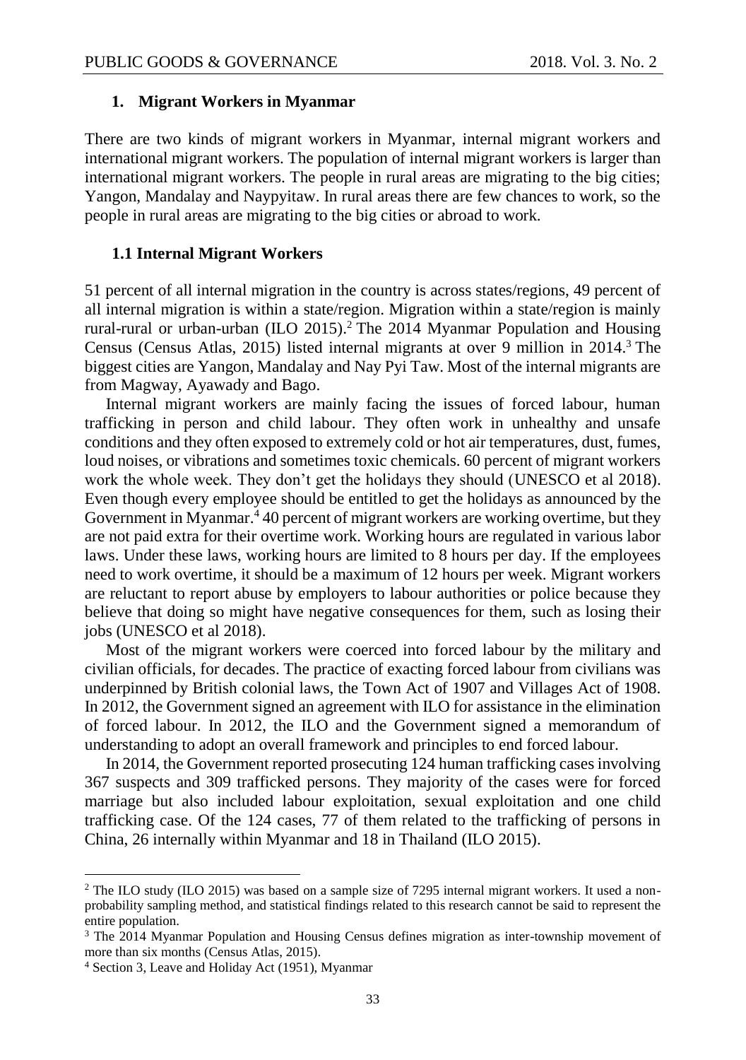## 1. Migrant Workers in Myanmar

There are two kinds of migrant workers in Myanmar, internal migrant workers and international migrant workers. The population of internal migrant workers is larger than international migrant workers. The people in rural areas are migrating to the big cities; Yangon, Mandalay and Naypyitaw. In rural areas there are few chances to work, so the people in rural areas are migrating to the big cities or abroad to work.

### 1.1 Internal Migrant Workers

51 percent of all internal migration in the country is across states/regions, 49 percent of all internal migration is within a state/region. Migration within a state/region is mainly rural-rural or urban-urban (ILO 2015).[2] The 2014 Myanmar Population and Housing Census (Census Atlas, 2015) listed internal migrants at over 9 million in 2014.[3] The biggest cities are Yangon, Mandalay and Nay Pyi Taw. Most of the internal migrants are from Magway, Ayawady and Bago.

Internal migrant workers are mainly facing the issues of forced labour, human trafficking in person and child labour. They often work in unhealthy and unsafe conditions and they often exposed to extremely cold or hot air temperatures, dust, fumes, loud noises, or vibrations and sometimes toxic chemicals. 60 percent of migrant workers work the whole week. They don't get the holidays they should (UNESCO et al 2018). Even though every employee should be entitled to get the holidays as announced by the Government in Myanmar.[4] 40 percent of migrant workers are working overtime, but they are not paid extra for their overtime work. Working hours are regulated in various labor laws. Under these laws, working hours are limited to 8 hours per day. If the employees need to work overtime, it should be a maximum of 12 hours per week. Migrant workers are reluctant to report abuse by employers to labour authorities or police because they believe that doing so might have negative consequences for them, such as losing their jobs (UNESCO et al 2018).

Most of the migrant workers were coerced into forced labour by the military and civilian officials, for decades. The practice of exacting forced labour from civilians was underpinned by British colonial laws, the Town Act of 1907 and Villages Act of 1908. In 2012, the Government signed an agreement with ILO for assistance in the elimination of forced labour. In 2012, the ILO and the Government signed a memorandum of understanding to adopt an overall framework and principles to end forced labour.

In 2014, the Government reported prosecuting 124 human trafficking cases involving 367 suspects and 309 trafficked persons. They majority of the cases were for forced marriage but also included labour exploitation, sexual exploitation and one child trafficking case. Of the 124 cases, 77 of them related to the trafficking of persons in China, 26 internally within Myanmar and 18 in Thailand (ILO 2015).

---

[2] The ILO study (ILO 2015) was based on a sample size of 7295 internal migrant workers. It used a non-probability sampling method, and statistical findings related to this research cannot be said to represent the entire population.

[3] The 2014 Myanmar Population and Housing Census defines migration as inter-township movement of more than six months (Census Atlas, 2015).

[4] Section 3, Leave and Holiday Act (1951), Myanmar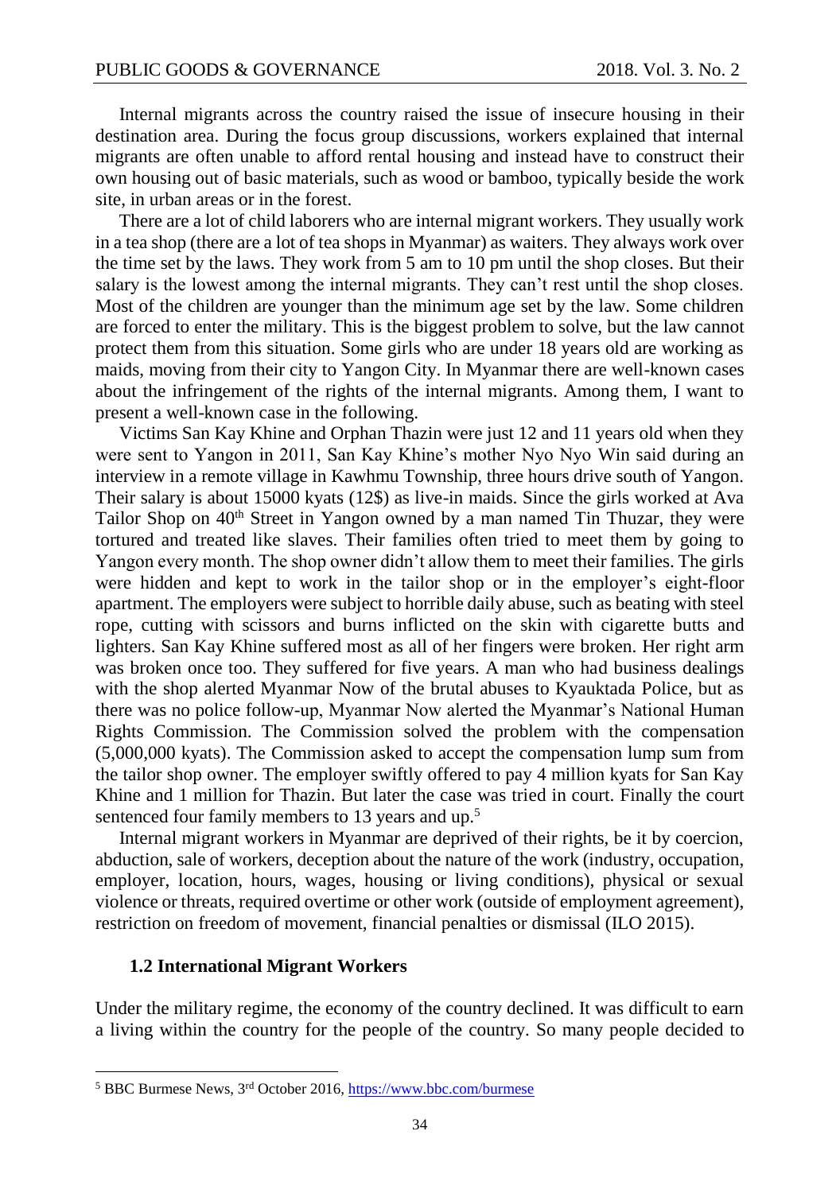Internal migrants across the country raised the issue of insecure housing in their destination area. During the focus group discussions, workers explained that internal migrants are often unable to afford rental housing and instead have to construct their own housing out of basic materials, such as wood or bamboo, typically beside the work site, in urban areas or in the forest.

There are a lot of child laborers who are internal migrant workers. They usually work in a tea shop (there are a lot of tea shops in Myanmar) as waiters. They always work over the time set by the laws. They work from 5 am to 10 pm until the shop closes. But their salary is the lowest among the internal migrants. They can't rest until the shop closes. Most of the children are younger than the minimum age set by the law. Some children are forced to enter the military. This is the biggest problem to solve, but the law cannot protect them from this situation. Some girls who are under 18 years old are working as maids, moving from their city to Yangon City. In Myanmar there are well-known cases about the infringement of the rights of the internal migrants. Among them, I want to present a well-known case in the following.

Victims San Kay Khine and Orphan Thazin were just 12 and 11 years old when they were sent to Yangon in 2011, San Kay Khine's mother Nyo Nyo Win said during an interview in a remote village in Kawhmu Township, three hours drive south of Yangon. Their salary is about 15000 kyats (12$) as live-in maids. Since the girls worked at Ava Tailor Shop on 40th Street in Yangon owned by a man named Tin Thuzar, they were tortured and treated like slaves. Their families often tried to meet them by going to Yangon every month. The shop owner didn't allow them to meet their families. The girls were hidden and kept to work in the tailor shop or in the employer's eight-floor apartment. The employers were subject to horrible daily abuse, such as beating with steel rope, cutting with scissors and burns inflicted on the skin with cigarette butts and lighters. San Kay Khine suffered most as all of her fingers were broken. Her right arm was broken once too. They suffered for five years. A man who had business dealings with the shop alerted Myanmar Now of the brutal abuses to Kyauktada Police, but as there was no police follow-up, Myanmar Now alerted the Myanmar's National Human Rights Commission. The Commission solved the problem with the compensation (5,000,000 kyats). The Commission asked to accept the compensation lump sum from the tailor shop owner. The employer swiftly offered to pay 4 million kyats for San Kay Khine and 1 million for Thazin. But later the case was tried in court. Finally the court sentenced four family members to 13 years and up.[5]

Internal migrant workers in Myanmar are deprived of their rights, be it by coercion, abduction, sale of workers, deception about the nature of the work (industry, occupation, employer, location, hours, wages, housing or living conditions), physical or sexual violence or threats, required overtime or other work (outside of employment agreement), restriction on freedom of movement, financial penalties or dismissal (ILO 2015).

### 1.2 International Migrant Workers

Under the military regime, the economy of the country declined. It was difficult to earn a living within the country for the people of the country. So many people decided to

---

[5] BBC Burmese News, 3rd October 2016, https://www.bbc.com/burmese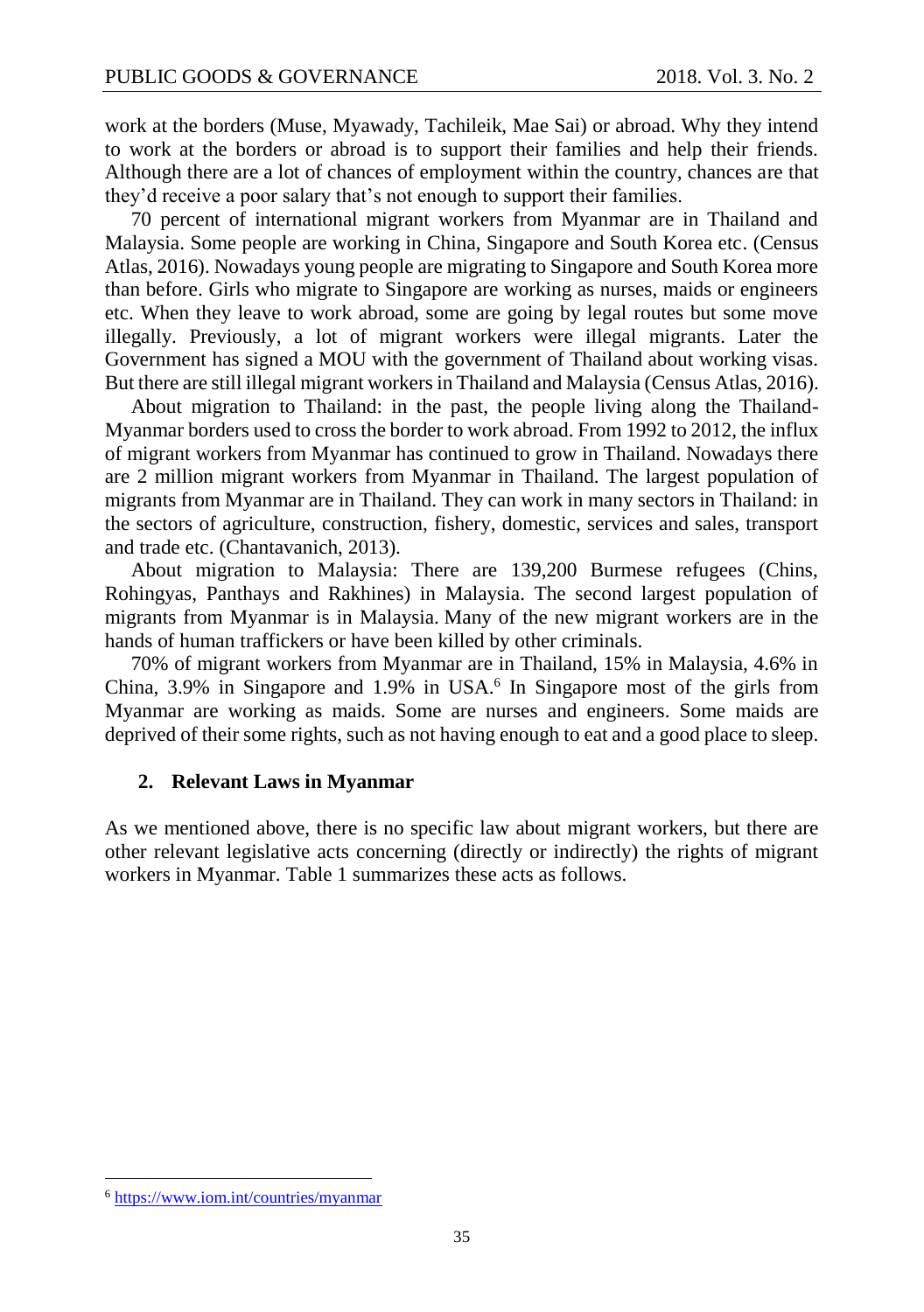work at the borders (Muse, Myawady, Tachileik, Mae Sai) or abroad. Why they intend to work at the borders or abroad is to support their families and help their friends. Although there are a lot of chances of employment within the country, chances are that they'd receive a poor salary that's not enough to support their families.

70 percent of international migrant workers from Myanmar are in Thailand and Malaysia. Some people are working in China, Singapore and South Korea etc. (Census Atlas, 2016). Nowadays young people are migrating to Singapore and South Korea more than before. Girls who migrate to Singapore are working as nurses, maids or engineers etc. When they leave to work abroad, some are going by legal routes but some move illegally. Previously, a lot of migrant workers were illegal migrants. Later the Government has signed a MOU with the government of Thailand about working visas. But there are still illegal migrant workers in Thailand and Malaysia (Census Atlas, 2016).

About migration to Thailand: in the past, the people living along the Thailand-Myanmar borders used to cross the border to work abroad. From 1992 to 2012, the influx of migrant workers from Myanmar has continued to grow in Thailand. Nowadays there are 2 million migrant workers from Myanmar in Thailand. The largest population of migrants from Myanmar are in Thailand. They can work in many sectors in Thailand: in the sectors of agriculture, construction, fishery, domestic, services and sales, transport and trade etc. (Chantavanich, 2013).

About migration to Malaysia: There are 139,200 Burmese refugees (Chins, Rohingyas, Panthays and Rakhines) in Malaysia. The second largest population of migrants from Myanmar is in Malaysia. Many of the new migrant workers are in the hands of human traffickers or have been killed by other criminals.

70% of migrant workers from Myanmar are in Thailand, 15% in Malaysia, 4.6% in China, 3.9% in Singapore and 1.9% in USA.[6] In Singapore most of the girls from Myanmar are working as maids. Some are nurses and engineers. Some maids are deprived of their some rights, such as not having enough to eat and a good place to sleep.

## 2. Relevant Laws in Myanmar

As we mentioned above, there is no specific law about migrant workers, but there are other relevant legislative acts concerning (directly or indirectly) the rights of migrant workers in Myanmar. Table 1 summarizes these acts as follows.

---

[6] https://www.iom.int/countries/myanmar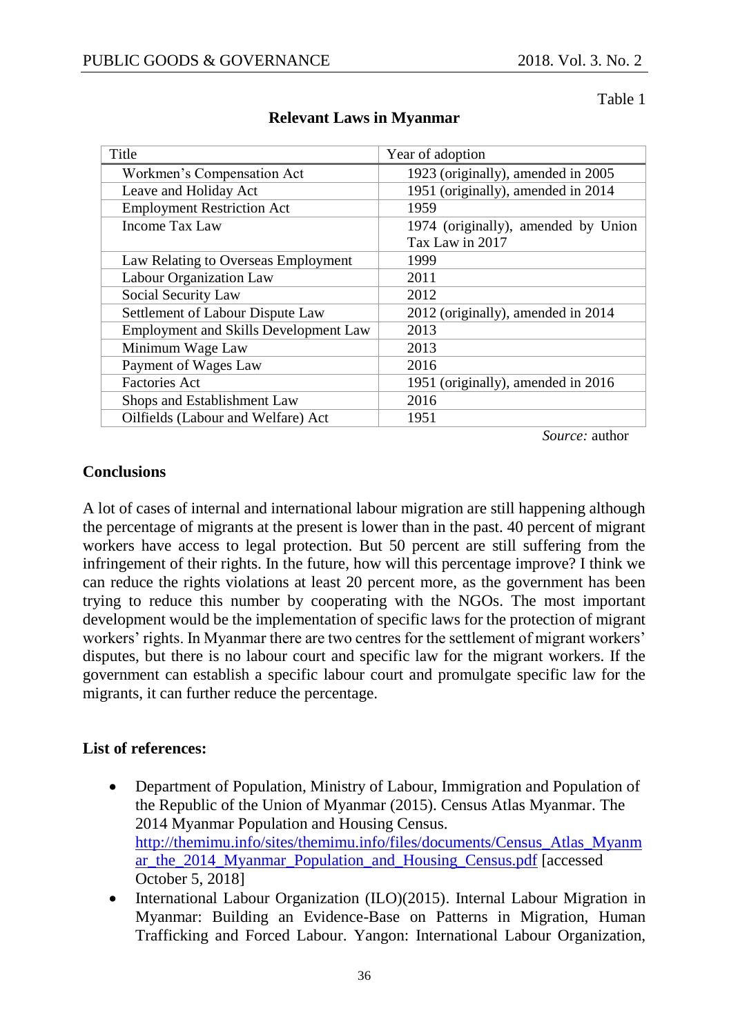Table 1

**Relevant Laws in Myanmar**

| Title | Year of adoption |
|---|---|
| Workmen's Compensation Act | 1923 (originally), amended in 2005 |
| Leave and Holiday Act | 1951 (originally), amended in 2014 |
| Employment Restriction Act | 1959 |
| Income Tax Law | 1974 (originally), amended by Union Tax Law in 2017 |
| Law Relating to Overseas Employment | 1999 |
| Labour Organization Law | 2011 |
| Social Security Law | 2012 |
| Settlement of Labour Dispute Law | 2012 (originally), amended in 2014 |
| Employment and Skills Development Law | 2013 |
| Minimum Wage Law | 2013 |
| Payment of Wages Law | 2016 |
| Factories Act | 1951 (originally), amended in 2016 |
| Shops and Establishment Law | 2016 |
| Oilfields (Labour and Welfare) Act | 1951 |

*Source:* author

## Conclusions

A lot of cases of internal and international labour migration are still happening although the percentage of migrants at the present is lower than in the past. 40 percent of migrant workers have access to legal protection. But 50 percent are still suffering from the infringement of their rights. In the future, how will this percentage improve? I think we can reduce the rights violations at least 20 percent more, as the government has been trying to reduce this number by cooperating with the NGOs. The most important development would be the implementation of specific laws for the protection of migrant workers' rights. In Myanmar there are two centres for the settlement of migrant workers' disputes, but there is no labour court and specific law for the migrant workers. If the government can establish a specific labour court and promulgate specific law for the migrants, it can further reduce the percentage.

## List of references:

- Department of Population, Ministry of Labour, Immigration and Population of the Republic of the Union of Myanmar (2015). Census Atlas Myanmar. The 2014 Myanmar Population and Housing Census. http://themimu.info/sites/themimu.info/files/documents/Census_Atlas_Myanmar_the_2014_Myanmar_Population_and_Housing_Census.pdf [accessed October 5, 2018]
- International Labour Organization (ILO)(2015). Internal Labour Migration in Myanmar: Building an Evidence-Base on Patterns in Migration, Human Trafficking and Forced Labour. Yangon: International Labour Organization,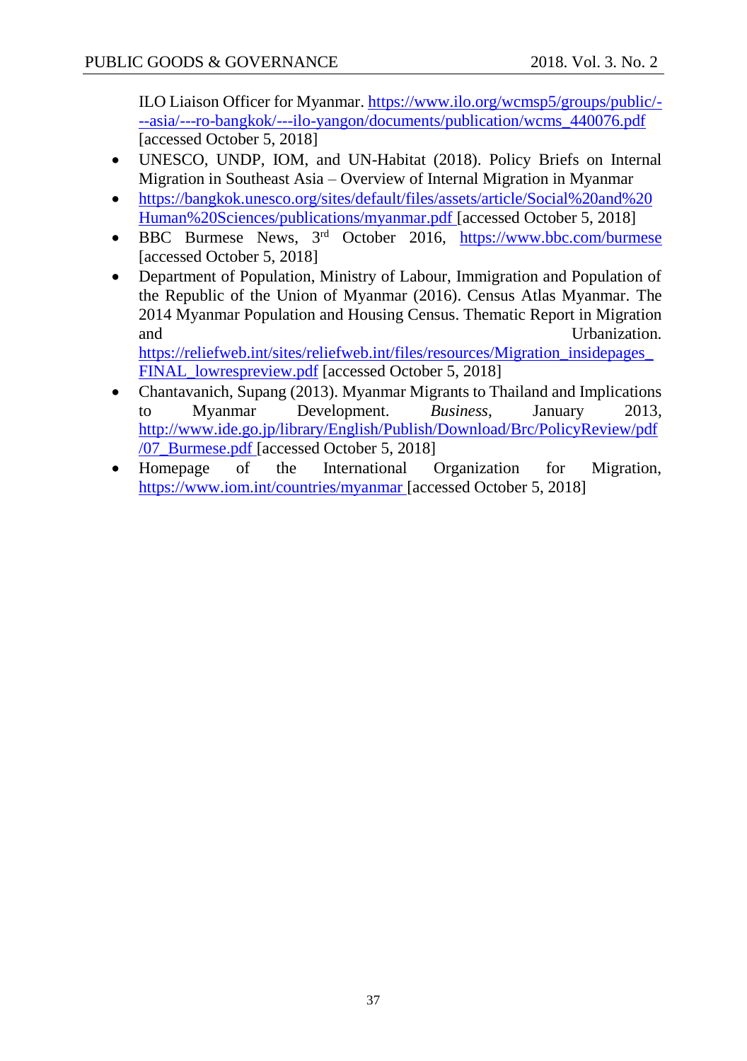ILO Liaison Officer for Myanmar. https://www.ilo.org/wcmsp5/groups/public/---asia/---ro-bangkok/---ilo-yangon/documents/publication/wcms_440076.pdf [accessed October 5, 2018]

- UNESCO, UNDP, IOM, and UN-Habitat (2018). Policy Briefs on Internal Migration in Southeast Asia – Overview of Internal Migration in Myanmar
- https://bangkok.unesco.org/sites/default/files/assets/article/Social%20and%20Human%20Sciences/publications/myanmar.pdf [accessed October 5, 2018]
- BBC Burmese News, 3rd October 2016, https://www.bbc.com/burmese [accessed October 5, 2018]
- Department of Population, Ministry of Labour, Immigration and Population of the Republic of the Union of Myanmar (2016). Census Atlas Myanmar. The 2014 Myanmar Population and Housing Census. Thematic Report in Migration and Urbanization. https://reliefweb.int/sites/reliefweb.int/files/resources/Migration_insidepages_FINAL_lowrespreview.pdf [accessed October 5, 2018]
- Chantavanich, Supang (2013). Myanmar Migrants to Thailand and Implications to Myanmar Development. *Business*, January 2013, http://www.ide.go.jp/library/English/Publish/Download/Brc/PolicyReview/pdf/07_Burmese.pdf [accessed October 5, 2018]
- Homepage of the International Organization for Migration, https://www.iom.int/countries/myanmar [accessed October 5, 2018]